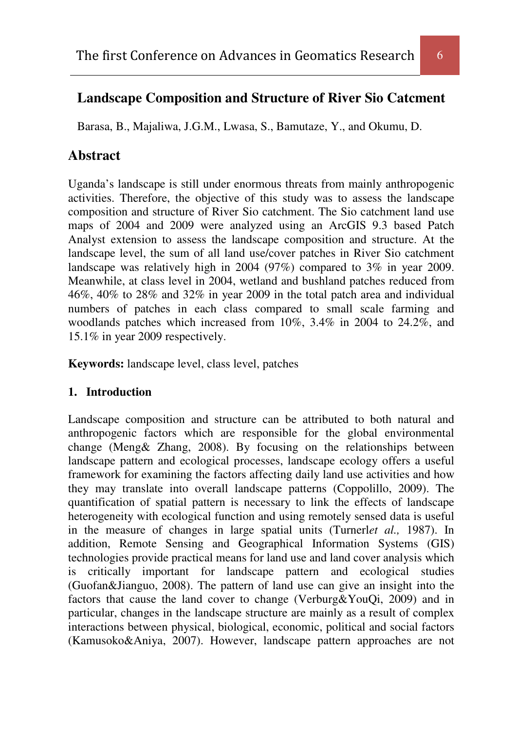## Landscape Composition and Structure of River Sio Catcment

Barasa, B., Majaliwa, J.G.M., Lwasa, S., Bamutaze, Y., and Okumu, D.

## Abstract

Uganda's landscape is still under enormous threats from mainly anthropogenic activities. Therefore, the objective of this study was to assess the landscape composition and structure of River Sio catchment. The Sio catchment land use maps of 2004 and 2009 were analyzed using an ArcGIS 9.3 based Patch Analyst extension to assess the landscape composition and structure. At the landscape level, the sum of all land use/cover patches in River Sio catchment landscape was relatively high in 2004 (97%) compared to 3% in year 2009. Meanwhile, at class level in 2004, wetland and bushland patches reduced from 46%, 40% to 28% and 32% in year 2009 in the total patch area and individual numbers of patches in each class compared to small scale farming and woodlands patches which increased from 10%, 3.4% in 2004 to 24.2%, and 15.1% in year 2009 respectively.

**Keywords:** landscape level, class level, patches

### 1. Introduction

Landscape composition and structure can be attributed to both natural and anthropogenic factors which are responsible for the global environmental change (Meng& Zhang, 2008). By focusing on the relationships between landscape pattern and ecological processes, landscape ecology offers a useful framework for examining the factors affecting daily land use activities and how they may translate into overall landscape patterns (Coppolillo, 2009). The quantification of spatial pattern is necessary to link the effects of landscape heterogeneity with ecological function and using remotely sensed data is useful in the measure of changes in large spatial units (Turnerl*et al.,* 1987). In addition, Remote Sensing and Geographical Information Systems (GIS) technologies provide practical means for land use and land cover analysis which is critically important for landscape pattern and ecological studies (Guofan&Jianguo, 2008). The pattern of land use can give an insight into the factors that cause the land cover to change (Verburg&YouQi, 2009) and in particular, changes in the landscape structure are mainly as a result of complex interactions between physical, biological, economic, political and social factors (Kamusoko&Aniya, 2007). However, landscape pattern approaches are not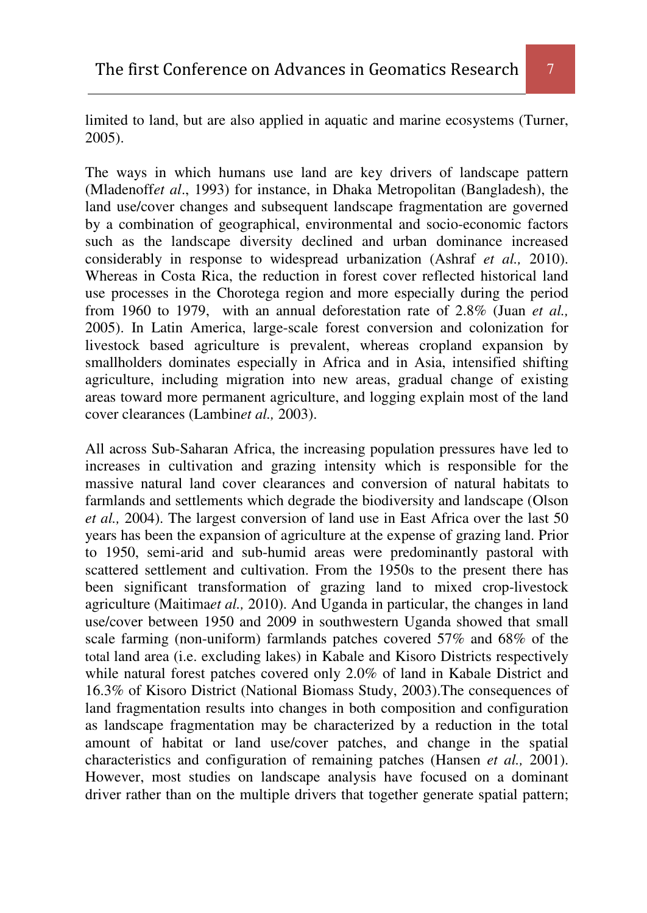limited to land, but are also applied in aquatic and marine ecosystems (Turner, 2005).

The ways in which humans use land are key drivers of landscape pattern (Mladenoff*et al*., 1993) for instance, in Dhaka Metropolitan (Bangladesh), the land use/cover changes and subsequent landscape fragmentation are governed by a combination of geographical, environmental and socio-economic factors such as the landscape diversity declined and urban dominance increased considerably in response to widespread urbanization (Ashraf *et al.,* 2010). Whereas in Costa Rica, the reduction in forest cover reflected historical land use processes in the Chorotega region and more especially during the period from 1960 to 1979, with an annual deforestation rate of 2.8% (Juan *et al.,* 2005). In Latin America, large-scale forest conversion and colonization for livestock based agriculture is prevalent, whereas cropland expansion by smallholders dominates especially in Africa and in Asia, intensified shifting agriculture, including migration into new areas, gradual change of existing areas toward more permanent agriculture, and logging explain most of the land cover clearances (Lambin*et al.,* 2003).

All across Sub-Saharan Africa, the increasing population pressures have led to increases in cultivation and grazing intensity which is responsible for the massive natural land cover clearances and conversion of natural habitats to farmlands and settlements which degrade the biodiversity and landscape (Olson *et al.,* 2004). The largest conversion of land use in East Africa over the last 50 years has been the expansion of agriculture at the expense of grazing land. Prior to 1950, semi-arid and sub-humid areas were predominantly pastoral with scattered settlement and cultivation. From the 1950s to the present there has been significant transformation of grazing land to mixed crop-livestock agriculture (Maitima*et al.,* 2010). And Uganda in particular, the changes in land use/cover between 1950 and 2009 in southwestern Uganda showed that small scale farming (non-uniform) farmlands patches covered 57% and 68% of the total land area (i.e. excluding lakes) in Kabale and Kisoro Districts respectively while natural forest patches covered only 2.0% of land in Kabale District and 16.3% of Kisoro District (National Biomass Study, 2003).The consequences of land fragmentation results into changes in both composition and configuration as landscape fragmentation may be characterized by a reduction in the total amount of habitat or land use/cover patches, and change in the spatial characteristics and configuration of remaining patches (Hansen *et al.,* 2001). However, most studies on landscape analysis have focused on a dominant driver rather than on the multiple drivers that together generate spatial pattern;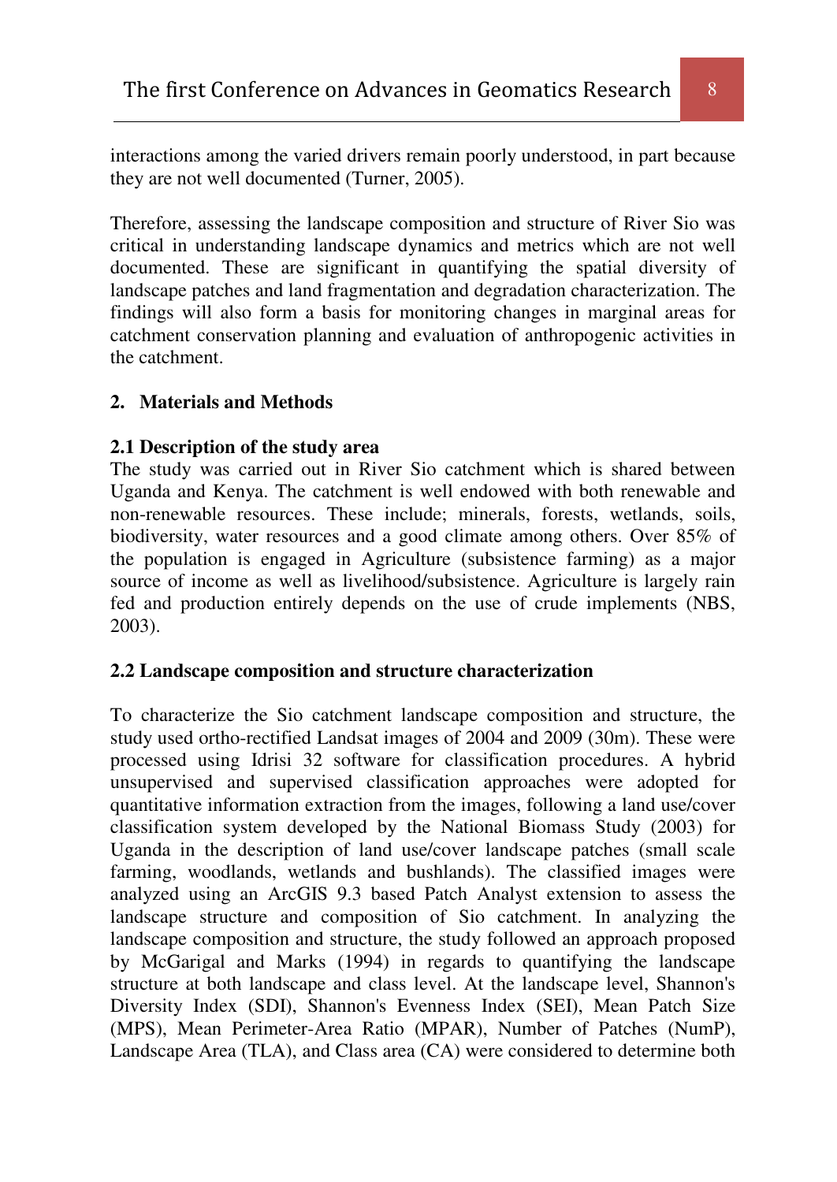interactions among the varied drivers remain poorly understood, in part because they are not well documented (Turner, 2005).

Therefore, assessing the landscape composition and structure of River Sio was critical in understanding landscape dynamics and metrics which are not well documented. These are significant in quantifying the spatial diversity of landscape patches and land fragmentation and degradation characterization. The findings will also form a basis for monitoring changes in marginal areas for catchment conservation planning and evaluation of anthropogenic activities in the catchment.

## 2. Materials and Methods

### 2.1 Description of the study area

The study was carried out in River Sio catchment which is shared between Uganda and Kenya. The catchment is well endowed with both renewable and non-renewable resources. These include; minerals, forests, wetlands, soils, biodiversity, water resources and a good climate among others. Over 85% of the population is engaged in Agriculture (subsistence farming) as a major source of income as well as livelihood/subsistence. Agriculture is largely rain fed and production entirely depends on the use of crude implements (NBS, 2003).

### 2.2 Landscape composition and structure characterization

To characterize the Sio catchment landscape composition and structure, the study used ortho-rectified Landsat images of 2004 and 2009 (30m). These were processed using Idrisi 32 software for classification procedures. A hybrid unsupervised and supervised classification approaches were adopted for quantitative information extraction from the images, following a land use/cover classification system developed by the National Biomass Study (2003) for Uganda in the description of land use/cover landscape patches (small scale farming, woodlands, wetlands and bushlands). The classified images were analyzed using an ArcGIS 9.3 based Patch Analyst extension to assess the landscape structure and composition of Sio catchment. In analyzing the landscape composition and structure, the study followed an approach proposed by McGarigal and Marks (1994) in regards to quantifying the landscape structure at both landscape and class level. At the landscape level, Shannon's Diversity Index (SDI), Shannon's Evenness Index (SEI), Mean Patch Size (MPS), Mean Perimeter-Area Ratio (MPAR), Number of Patches (NumP), Landscape Area (TLA), and Class area (CA) were considered to determine both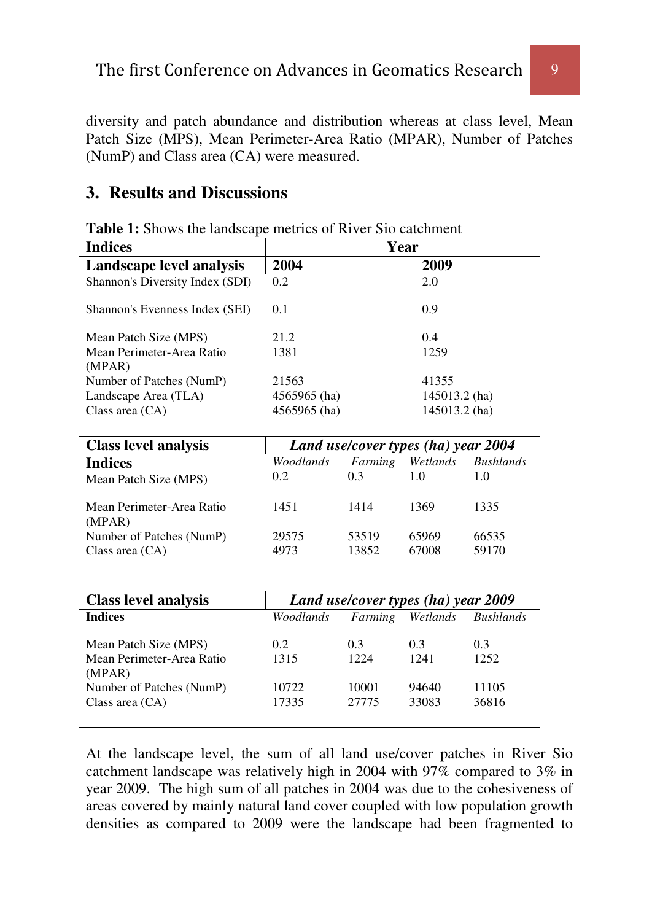diversity and patch abundance and distribution whereas at class level, Mean Patch Size (MPS), Mean Perimeter-Area Ratio (MPAR), Number of Patches (NumP) and Class area (CA) were measured.

## 3. Results and Discussions

**Table 1:** Shows the landscape metrics of River Sio catchment

| **Indices** | **Year** | | | |
|---|---|---|---|---|
| **Landscape level analysis** | **2004** | | **2009** | |
| Shannon's Diversity Index (SDI) | 0.2 | | 2.0 | |
| Shannon's Evenness Index (SEI) | 0.1 | | 0.9 | |
| Mean Patch Size (MPS) | 21.2 | | 0.4 | |
| Mean Perimeter-Area Ratio (MPAR) | 1381 | | 1259 | |
| Number of Patches (NumP) | 21563 | | 41355 | |
| Landscape Area (TLA) | 4565965 (ha) | | 145013.2 (ha) | |
| Class area (CA) | 4565965 (ha) | | 145013.2 (ha) | |
| | | | | |
| **Class level analysis** | ***Land use/cover types (ha) year 2004*** | | | |
| **Indices** | *Woodlands* | *Farming* | *Wetlands* | *Bushlands* |
| Mean Patch Size (MPS) | 0.2 | 0.3 | 1.0 | 1.0 |
| Mean Perimeter-Area Ratio (MPAR) | 1451 | 1414 | 1369 | 1335 |
| Number of Patches (NumP) | 29575 | 53519 | 65969 | 66535 |
| Class area (CA) | 4973 | 13852 | 67008 | 59170 |
| | | | | |
| **Class level analysis** | ***Land use/cover types (ha) year 2009*** | | | |
| **Indices** | *Woodlands* | *Farming* | *Wetlands* | *Bushlands* |
| Mean Patch Size (MPS) | 0.2 | 0.3 | 0.3 | 0.3 |
| Mean Perimeter-Area Ratio (MPAR) | 1315 | 1224 | 1241 | 1252 |
| Number of Patches (NumP) | 10722 | 10001 | 94640 | 11105 |
| Class area (CA) | 17335 | 27775 | 33083 | 36816 |

At the landscape level, the sum of all land use/cover patches in River Sio catchment landscape was relatively high in 2004 with 97% compared to 3% in year 2009. The high sum of all patches in 2004 was due to the cohesiveness of areas covered by mainly natural land cover coupled with low population growth densities as compared to 2009 were the landscape had been fragmented to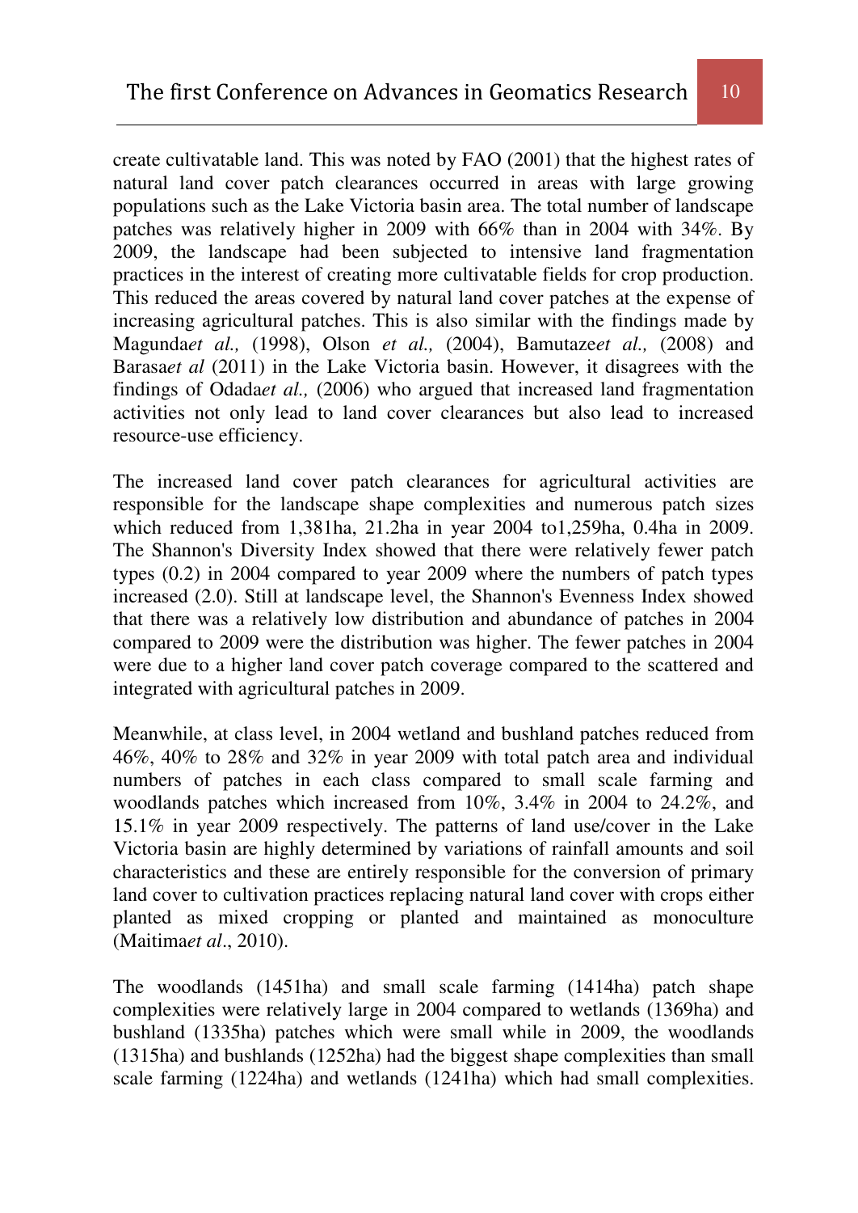create cultivatable land. This was noted by FAO (2001) that the highest rates of natural land cover patch clearances occurred in areas with large growing populations such as the Lake Victoria basin area. The total number of landscape patches was relatively higher in 2009 with 66% than in 2004 with 34%. By 2009, the landscape had been subjected to intensive land fragmentation practices in the interest of creating more cultivatable fields for crop production. This reduced the areas covered by natural land cover patches at the expense of increasing agricultural patches. This is also similar with the findings made by Magunda*et al.,* (1998), Olson *et al.,* (2004), Bamutaze*et al.,* (2008) and Barasa*et al* (2011) in the Lake Victoria basin. However, it disagrees with the findings of Odada*et al.,* (2006) who argued that increased land fragmentation activities not only lead to land cover clearances but also lead to increased resource-use efficiency.

The increased land cover patch clearances for agricultural activities are responsible for the landscape shape complexities and numerous patch sizes which reduced from 1,381ha, 21.2ha in year 2004 to1,259ha, 0.4ha in 2009. The Shannon's Diversity Index showed that there were relatively fewer patch types (0.2) in 2004 compared to year 2009 where the numbers of patch types increased (2.0). Still at landscape level, the Shannon's Evenness Index showed that there was a relatively low distribution and abundance of patches in 2004 compared to 2009 were the distribution was higher. The fewer patches in 2004 were due to a higher land cover patch coverage compared to the scattered and integrated with agricultural patches in 2009.

Meanwhile, at class level, in 2004 wetland and bushland patches reduced from 46%, 40% to 28% and 32% in year 2009 with total patch area and individual numbers of patches in each class compared to small scale farming and woodlands patches which increased from 10%, 3.4% in 2004 to 24.2%, and 15.1% in year 2009 respectively. The patterns of land use/cover in the Lake Victoria basin are highly determined by variations of rainfall amounts and soil characteristics and these are entirely responsible for the conversion of primary land cover to cultivation practices replacing natural land cover with crops either planted as mixed cropping or planted and maintained as monoculture (Maitima*et al*., 2010).

The woodlands (1451ha) and small scale farming (1414ha) patch shape complexities were relatively large in 2004 compared to wetlands (1369ha) and bushland (1335ha) patches which were small while in 2009, the woodlands (1315ha) and bushlands (1252ha) had the biggest shape complexities than small scale farming (1224ha) and wetlands (1241ha) which had small complexities.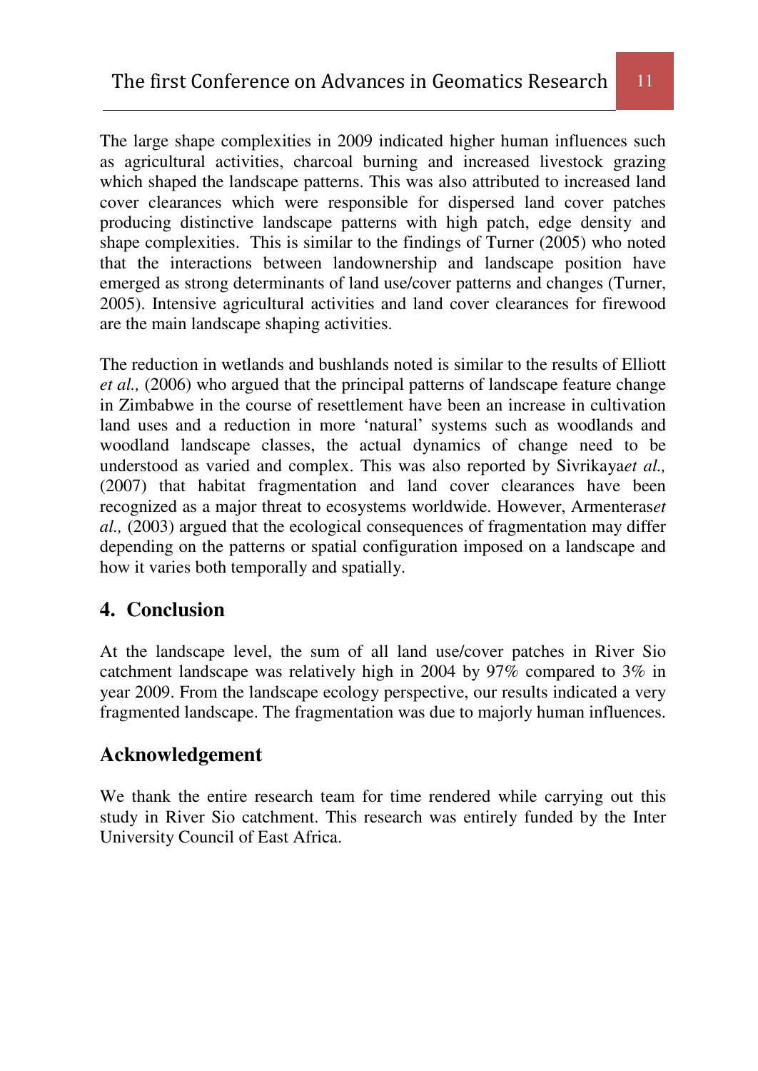The large shape complexities in 2009 indicated higher human influences such as agricultural activities, charcoal burning and increased livestock grazing which shaped the landscape patterns. This was also attributed to increased land cover clearances which were responsible for dispersed land cover patches producing distinctive landscape patterns with high patch, edge density and shape complexities. This is similar to the findings of Turner (2005) who noted that the interactions between landownership and landscape position have emerged as strong determinants of land use/cover patterns and changes (Turner, 2005). Intensive agricultural activities and land cover clearances for firewood are the main landscape shaping activities.

The reduction in wetlands and bushlands noted is similar to the results of Elliott *et al.,* (2006) who argued that the principal patterns of landscape feature change in Zimbabwe in the course of resettlement have been an increase in cultivation land uses and a reduction in more 'natural' systems such as woodlands and woodland landscape classes, the actual dynamics of change need to be understood as varied and complex. This was also reported by Sivrikaya*et al.,* (2007) that habitat fragmentation and land cover clearances have been recognized as a major threat to ecosystems worldwide. However, Armenteras*et al.,* (2003) argued that the ecological consequences of fragmentation may differ depending on the patterns or spatial configuration imposed on a landscape and how it varies both temporally and spatially.

## 4. Conclusion

At the landscape level, the sum of all land use/cover patches in River Sio catchment landscape was relatively high in 2004 by 97% compared to 3% in year 2009. From the landscape ecology perspective, our results indicated a very fragmented landscape. The fragmentation was due to majorly human influences.

## Acknowledgement

We thank the entire research team for time rendered while carrying out this study in River Sio catchment. This research was entirely funded by the Inter University Council of East Africa.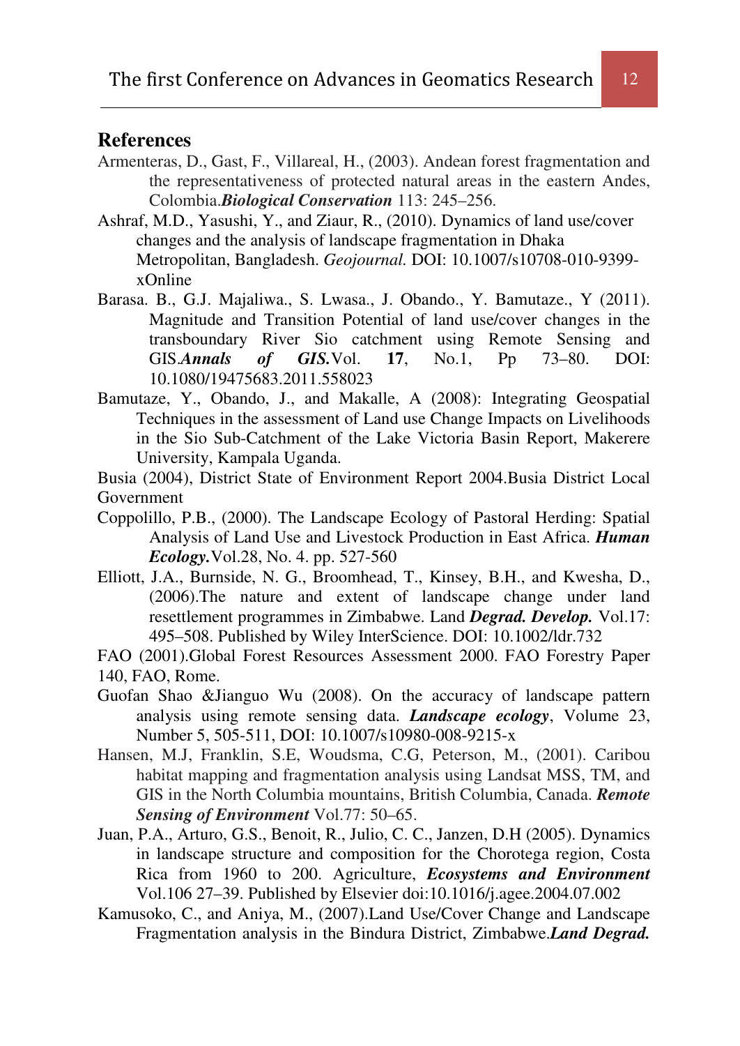## References

Armenteras, D., Gast, F., Villareal, H., (2003). Andean forest fragmentation and the representativeness of protected natural areas in the eastern Andes, Colombia.***Biological Conservation*** 113: 245–256.

Ashraf, M.D., Yasushi, Y., and Ziaur, R., (2010). Dynamics of land use/cover changes and the analysis of landscape fragmentation in Dhaka Metropolitan, Bangladesh. *Geojournal.* DOI: 10.1007/s10708-010-9399-xOnline

Barasa. B., G.J. Majaliwa., S. Lwasa., J. Obando., Y. Bamutaze., Y (2011). Magnitude and Transition Potential of land use/cover changes in the transboundary River Sio catchment using Remote Sensing and GIS.***Annals of GIS.***Vol. **17**, No.1, Pp 73–80. DOI: 10.1080/19475683.2011.558023

Bamutaze, Y., Obando, J., and Makalle, A (2008): Integrating Geospatial Techniques in the assessment of Land use Change Impacts on Livelihoods in the Sio Sub-Catchment of the Lake Victoria Basin Report, Makerere University, Kampala Uganda.

Busia (2004), District State of Environment Report 2004.Busia District Local Government

Coppolillo, P.B., (2000). The Landscape Ecology of Pastoral Herding: Spatial Analysis of Land Use and Livestock Production in East Africa. ***Human Ecology.***Vol.28, No. 4. pp. 527-560

Elliott, J.A., Burnside, N. G., Broomhead, T., Kinsey, B.H., and Kwesha, D., (2006).The nature and extent of landscape change under land resettlement programmes in Zimbabwe. Land ***Degrad. Develop.*** Vol.17: 495–508. Published by Wiley InterScience. DOI: 10.1002/ldr.732

FAO (2001).Global Forest Resources Assessment 2000. FAO Forestry Paper 140, FAO, Rome.

Guofan Shao &Jianguo Wu (2008). On the accuracy of landscape pattern analysis using remote sensing data. ***Landscape ecology***, Volume 23, Number 5, 505-511, DOI: 10.1007/s10980-008-9215-x

Hansen, M.J, Franklin, S.E, Woudsma, C.G, Peterson, M., (2001). Caribou habitat mapping and fragmentation analysis using Landsat MSS, TM, and GIS in the North Columbia mountains, British Columbia, Canada. ***Remote Sensing of Environment*** Vol.77: 50–65.

Juan, P.A., Arturo, G.S., Benoit, R., Julio, C. C., Janzen, D.H (2005). Dynamics in landscape structure and composition for the Chorotega region, Costa Rica from 1960 to 200. Agriculture, ***Ecosystems and Environment*** Vol.106 27–39. Published by Elsevier doi:10.1016/j.agee.2004.07.002

Kamusoko, C., and Aniya, M., (2007).Land Use/Cover Change and Landscape Fragmentation analysis in the Bindura District, Zimbabwe.***Land Degrad.***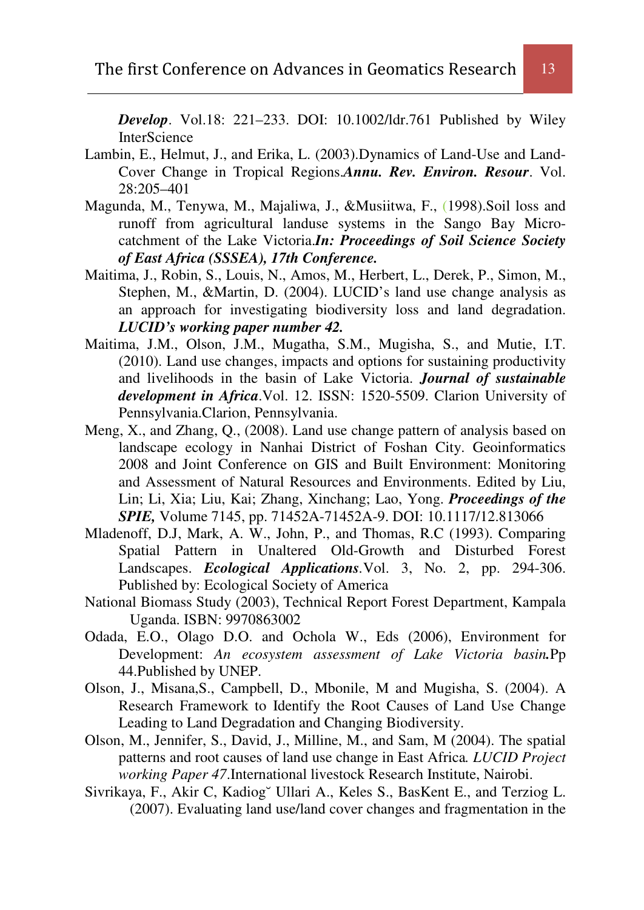***Develop***. Vol.18: 221–233. DOI: 10.1002/ldr.761 Published by Wiley InterScience

Lambin, E., Helmut, J., and Erika, L. (2003).Dynamics of Land-Use and Land-Cover Change in Tropical Regions.***Annu. Rev. Environ. Resour***. Vol. 28:205–401

Magunda, M., Tenywa, M., Majaliwa, J., &Musiitwa, F., (1998).Soil loss and runoff from agricultural landuse systems in the Sango Bay Micro-catchment of the Lake Victoria.***In: Proceedings of Soil Science Society of East Africa (SSSEA), 17th Conference.***

Maitima, J., Robin, S., Louis, N., Amos, M., Herbert, L., Derek, P., Simon, M., Stephen, M., &Martin, D. (2004). LUCID's land use change analysis as an approach for investigating biodiversity loss and land degradation. ***LUCID's working paper number 42.***

Maitima, J.M., Olson, J.M., Mugatha, S.M., Mugisha, S., and Mutie, I.T. (2010). Land use changes, impacts and options for sustaining productivity and livelihoods in the basin of Lake Victoria. ***Journal of sustainable development in Africa***.Vol. 12. ISSN: 1520-5509. Clarion University of Pennsylvania.Clarion, Pennsylvania.

Meng, X., and Zhang, Q., (2008). Land use change pattern of analysis based on landscape ecology in Nanhai District of Foshan City. Geoinformatics 2008 and Joint Conference on GIS and Built Environment: Monitoring and Assessment of Natural Resources and Environments. Edited by Liu, Lin; Li, Xia; Liu, Kai; Zhang, Xinchang; Lao, Yong. ***Proceedings of the SPIE,*** Volume 7145, pp. 71452A-71452A-9. DOI: 10.1117/12.813066

Mladenoff, D.J, Mark, A. W., John, P., and Thomas, R.C (1993). Comparing Spatial Pattern in Unaltered Old-Growth and Disturbed Forest Landscapes. ***Ecological Applications***.Vol. 3, No. 2, pp. 294-306. Published by: Ecological Society of America

National Biomass Study (2003), Technical Report Forest Department, Kampala Uganda. ISBN: 9970863002

Odada, E.O., Olago D.O. and Ochola W., Eds (2006), Environment for Development: *An ecosystem assessment of Lake Victoria basin*.Pp 44.Published by UNEP.

Olson, J., Misana,S., Campbell, D., Mbonile, M and Mugisha, S. (2004). A Research Framework to Identify the Root Causes of Land Use Change Leading to Land Degradation and Changing Biodiversity.

Olson, M., Jennifer, S., David, J., Milline, M., and Sam, M (2004). The spatial patterns and root causes of land use change in East Africa. *LUCID Project working Paper 47*.International livestock Research Institute, Nairobi.

Sivrikaya, F., Akir C, Kadiog˘ Ullari A., Keles S., BasKent E., and Terziog L. (2007). Evaluating land use/land cover changes and fragmentation in the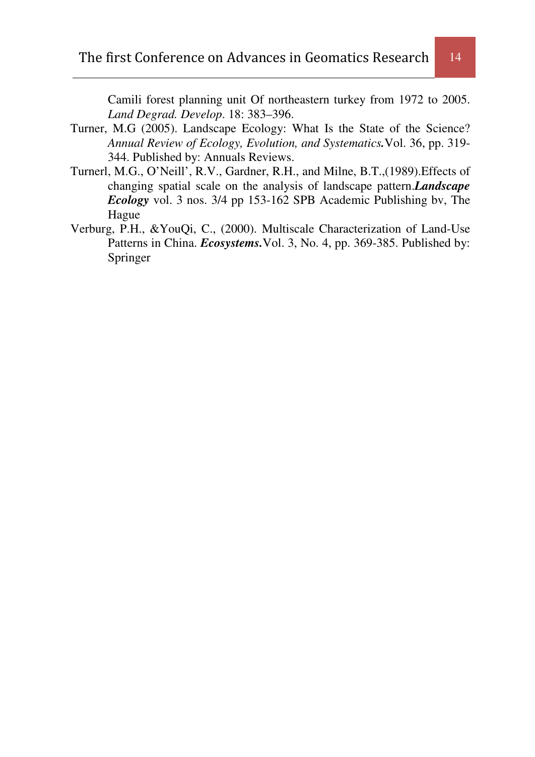Camili forest planning unit Of northeastern turkey from 1972 to 2005. *Land Degrad. Develop*. 18: 383–396.

Turner, M.G (2005). Landscape Ecology: What Is the State of the Science? *Annual Review of Ecology, Evolution, and Systematics.* Vol. 36, pp. 319-344. Published by: Annuals Reviews.

Turnerl, M.G., O'Neill', R.V., Gardner, R.H., and Milne, B.T.,(1989).Effects of changing spatial scale on the analysis of landscape pattern.***Landscape Ecology*** vol. 3 nos. 3/4 pp 153-162 SPB Academic Publishing bv, The Hague

Verburg, P.H., &YouQi, C., (2000). Multiscale Characterization of Land-Use Patterns in China. ***Ecosystems.*** Vol. 3, No. 4, pp. 369-385. Published by: Springer